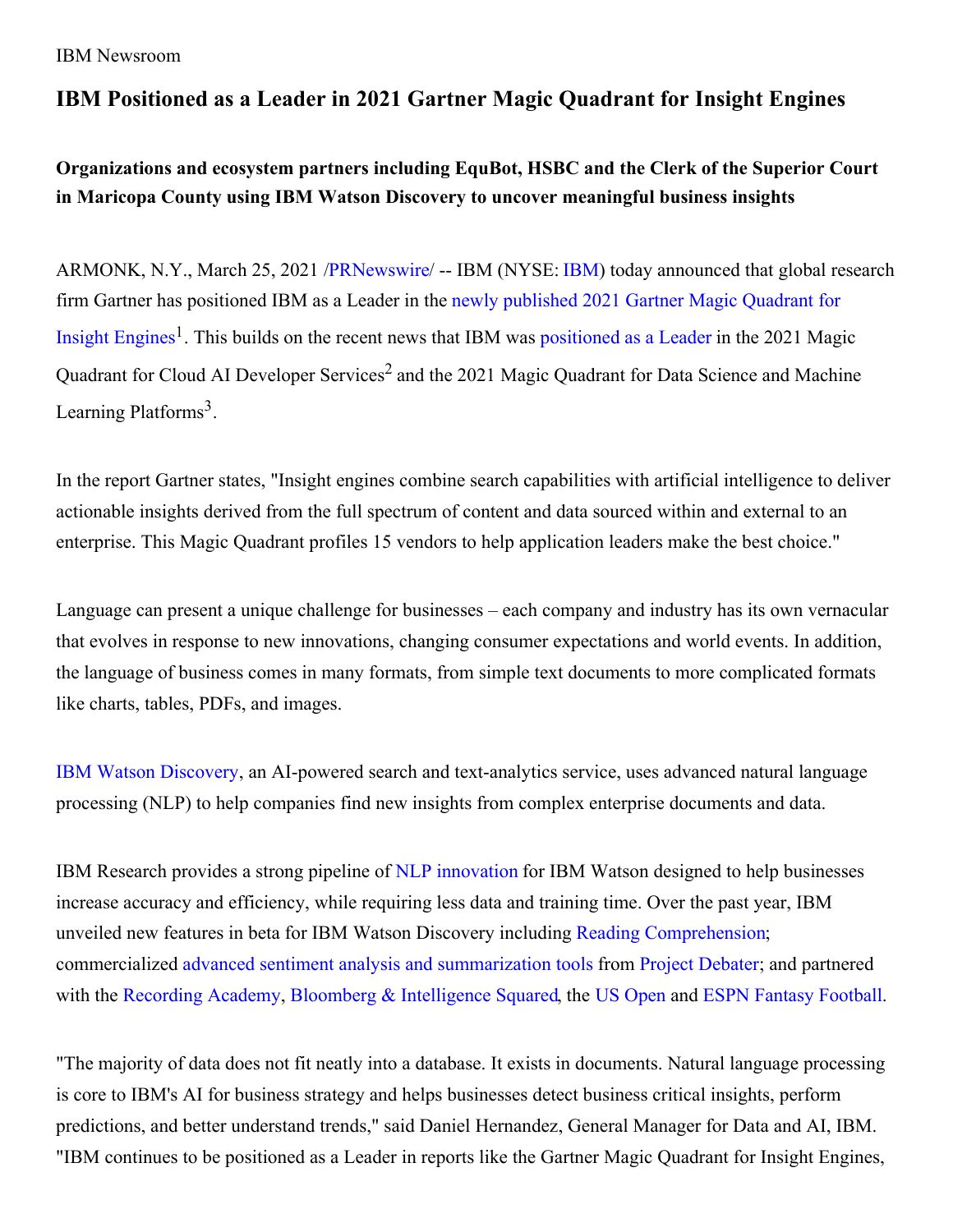IBM Newsroom

# IBM Positioned as a Leader in 2021 Gartner Magic Quadrant for Insight Engines

### Organizations and ecosystem partners including EquBot, HSBC and the Clerk of the Superior Court in Maricopa County using IBM Watson Discovery to uncover meaningful business insights

ARMONK, N.Y., March 25, 2021 /PRNewswire/ -- IBM (NYSE: IBM) today announced that global research firm Gartner has positioned IBM as a Leader in the newly published 2021 Gartner Magic Quadrant for Insight Engines[1]. This builds on the recent news that IBM was positioned as a Leader in the 2021 Magic Quadrant for Cloud AI Developer Services[2] and the 2021 Magic Quadrant for Data Science and Machine Learning Platforms[3].

In the report Gartner states, "Insight engines combine search capabilities with artificial intelligence to deliver actionable insights derived from the full spectrum of content and data sourced within and external to an enterprise. This Magic Quadrant profiles 15 vendors to help application leaders make the best choice."

Language can present a unique challenge for businesses – each company and industry has its own vernacular that evolves in response to new innovations, changing consumer expectations and world events. In addition, the language of business comes in many formats, from simple text documents to more complicated formats like charts, tables, PDFs, and images.

IBM Watson Discovery, an AI-powered search and text-analytics service, uses advanced natural language processing (NLP) to help companies find new insights from complex enterprise documents and data.

IBM Research provides a strong pipeline of NLP innovation for IBM Watson designed to help businesses increase accuracy and efficiency, while requiring less data and training time. Over the past year, IBM unveiled new features in beta for IBM Watson Discovery including Reading Comprehension; commercialized advanced sentiment analysis and summarization tools from Project Debater; and partnered with the Recording Academy, Bloomberg & Intelligence Squared, the US Open and ESPN Fantasy Football.

"The majority of data does not fit neatly into a database. It exists in documents. Natural language processing is core to IBM's AI for business strategy and helps businesses detect business critical insights, perform predictions, and better understand trends," said Daniel Hernandez, General Manager for Data and AI, IBM. "IBM continues to be positioned as a Leader in reports like the Gartner Magic Quadrant for Insight Engines,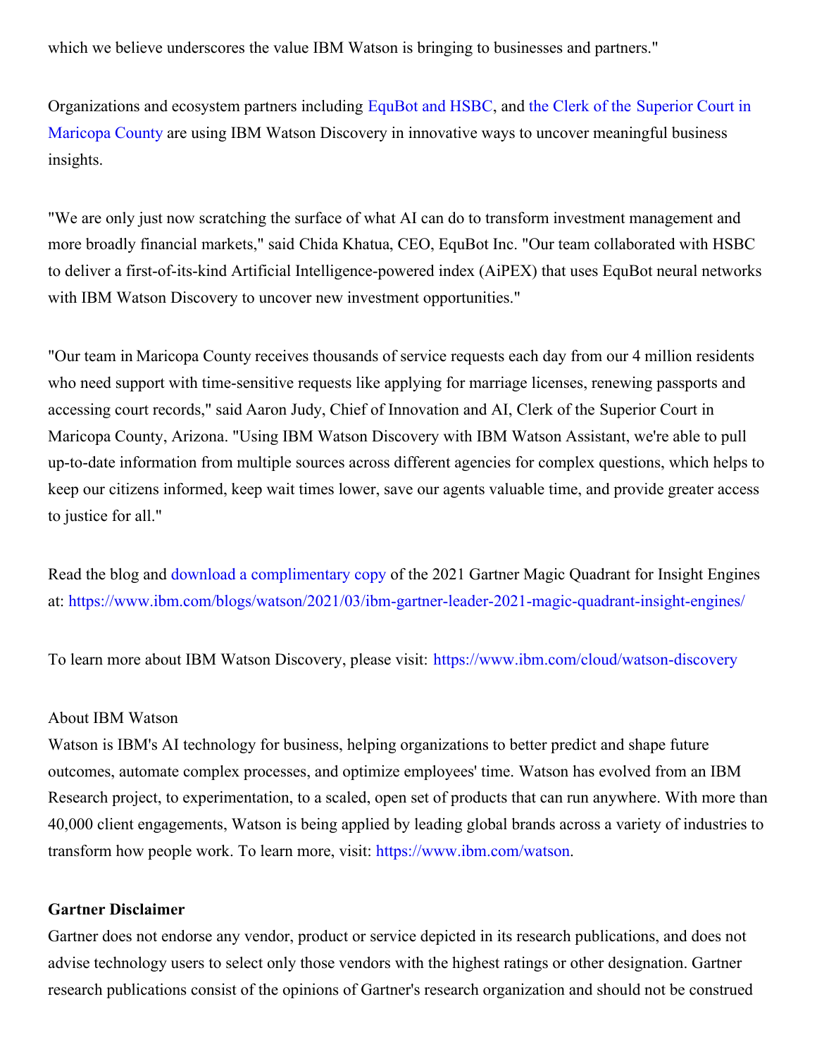which we believe underscores the value IBM Watson is bringing to businesses and partners."

Organizations and ecosystem partners including EquBot and HSBC, and the Clerk of the Superior Court in Maricopa County are using IBM Watson Discovery in innovative ways to uncover meaningful business insights.

"We are only just now scratching the surface of what AI can do to transform investment management and more broadly financial markets," said Chida Khatua, CEO, EquBot Inc. "Our team collaborated with HSBC to deliver a first-of-its-kind Artificial Intelligence-powered index (AiPEX) that uses EquBot neural networks with IBM Watson Discovery to uncover new investment opportunities."

"Our team in Maricopa County receives thousands of service requests each day from our 4 million residents who need support with time-sensitive requests like applying for marriage licenses, renewing passports and accessing court records," said Aaron Judy, Chief of Innovation and AI, Clerk of the Superior Court in Maricopa County, Arizona. "Using IBM Watson Discovery with IBM Watson Assistant, we're able to pull up-to-date information from multiple sources across different agencies for complex questions, which helps to keep our citizens informed, keep wait times lower, save our agents valuable time, and provide greater access to justice for all."

Read the blog and download a complimentary copy of the 2021 Gartner Magic Quadrant for Insight Engines at: https://www.ibm.com/blogs/watson/2021/03/ibm-gartner-leader-2021-magic-quadrant-insight-engines/

To learn more about IBM Watson Discovery, please visit: https://www.ibm.com/cloud/watson-discovery

About IBM Watson
Watson is IBM's AI technology for business, helping organizations to better predict and shape future outcomes, automate complex processes, and optimize employees' time. Watson has evolved from an IBM Research project, to experimentation, to a scaled, open set of products that can run anywhere. With more than 40,000 client engagements, Watson is being applied by leading global brands across a variety of industries to transform how people work. To learn more, visit: https://www.ibm.com/watson.

**Gartner Disclaimer**
Gartner does not endorse any vendor, product or service depicted in its research publications, and does not advise technology users to select only those vendors with the highest ratings or other designation. Gartner research publications consist of the opinions of Gartner's research organization and should not be construed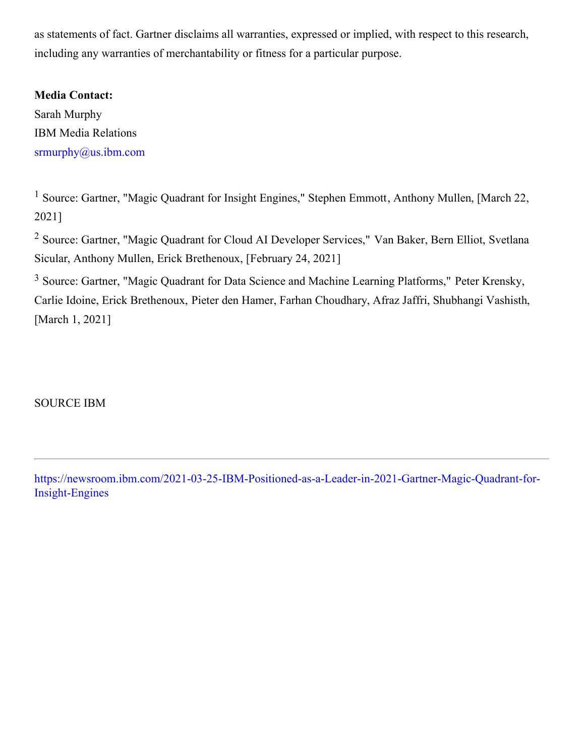as statements of fact. Gartner disclaims all warranties, expressed or implied, with respect to this research, including any warranties of merchantability or fitness for a particular purpose.

**Media Contact:**
Sarah Murphy
IBM Media Relations
srmurphy@us.ibm.com

[1] Source: Gartner, "Magic Quadrant for Insight Engines," Stephen Emmott, Anthony Mullen, [March 22, 2021]

[2] Source: Gartner, "Magic Quadrant for Cloud AI Developer Services," Van Baker, Bern Elliot, Svetlana Sicular, Anthony Mullen, Erick Brethenoux, [February 24, 2021]

[3] Source: Gartner, "Magic Quadrant for Data Science and Machine Learning Platforms," Peter Krensky, Carlie Idoine, Erick Brethenoux, Pieter den Hamer, Farhan Choudhary, Afraz Jaffri, Shubhangi Vashisth, [March 1, 2021]

SOURCE IBM

---

https://newsroom.ibm.com/2021-03-25-IBM-Positioned-as-a-Leader-in-2021-Gartner-Magic-Quadrant-for-Insight-Engines